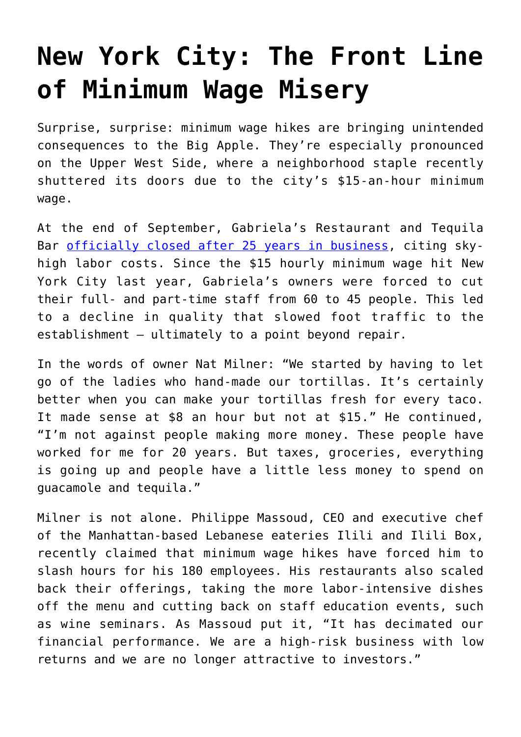# New York City: The Front Line of Minimum Wage Misery

Surprise, surprise: minimum wage hikes are bringing unintended consequences to the Big Apple. They're especially pronounced on the Upper West Side, where a neighborhood staple recently shuttered its doors due to the city's $15-an-hour minimum wage.

At the end of September, Gabriela's Restaurant and Tequila Bar [officially closed after 25 years in business](), citing sky-high labor costs. Since the $15 hourly minimum wage hit New York City last year, Gabriela's owners were forced to cut their full- and part-time staff from 60 to 45 people. This led to a decline in quality that slowed foot traffic to the establishment – ultimately to a point beyond repair.

In the words of owner Nat Milner: "We started by having to let go of the ladies who hand-made our tortillas. It's certainly better when you can make your tortillas fresh for every taco. It made sense at $8 an hour but not at $15." He continued, "I'm not against people making more money. These people have worked for me for 20 years. But taxes, groceries, everything is going up and people have a little less money to spend on guacamole and tequila."

Milner is not alone. Philippe Massoud, CEO and executive chef of the Manhattan-based Lebanese eateries Ilili and Ilili Box, recently claimed that minimum wage hikes have forced him to slash hours for his 180 employees. His restaurants also scaled back their offerings, taking the more labor-intensive dishes off the menu and cutting back on staff education events, such as wine seminars. As Massoud put it, "It has decimated our financial performance. We are a high-risk business with low returns and we are no longer attractive to investors."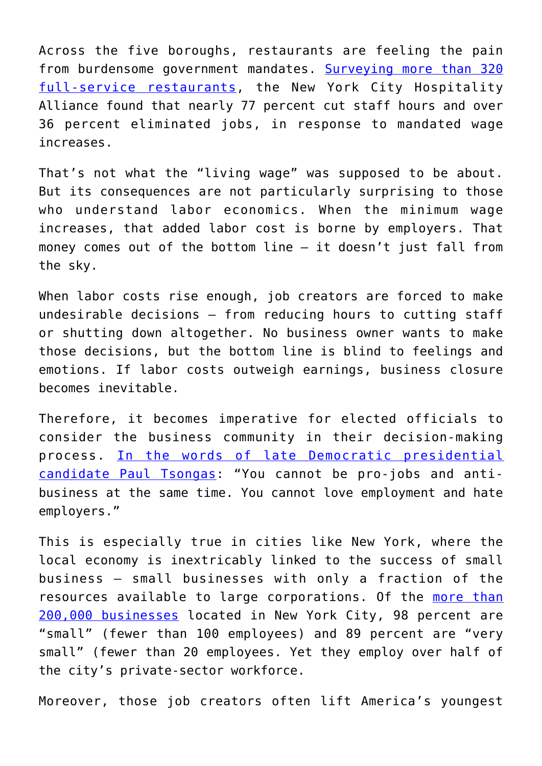Across the five boroughs, restaurants are feeling the pain from burdensome government mandates. [Surveying more than 320 full-service restaurants](), the New York City Hospitality Alliance found that nearly 77 percent cut staff hours and over 36 percent eliminated jobs, in response to mandated wage increases.

That's not what the "living wage" was supposed to be about. But its consequences are not particularly surprising to those who understand labor economics. When the minimum wage increases, that added labor cost is borne by employers. That money comes out of the bottom line – it doesn't just fall from the sky.

When labor costs rise enough, job creators are forced to make undesirable decisions – from reducing hours to cutting staff or shutting down altogether. No business owner wants to make those decisions, but the bottom line is blind to feelings and emotions. If labor costs outweigh earnings, business closure becomes inevitable.

Therefore, it becomes imperative for elected officials to consider the business community in their decision-making process. [In the words of late Democratic presidential candidate Paul Tsongas](): "You cannot be pro-jobs and anti-business at the same time. You cannot love employment and hate employers."

This is especially true in cities like New York, where the local economy is inextricably linked to the success of small business – small businesses with only a fraction of the resources available to large corporations. Of the [more than 200,000 businesses]() located in New York City, 98 percent are "small" (fewer than 100 employees) and 89 percent are "very small" (fewer than 20 employees. Yet they employ over half of the city's private-sector workforce.

Moreover, those job creators often lift America's youngest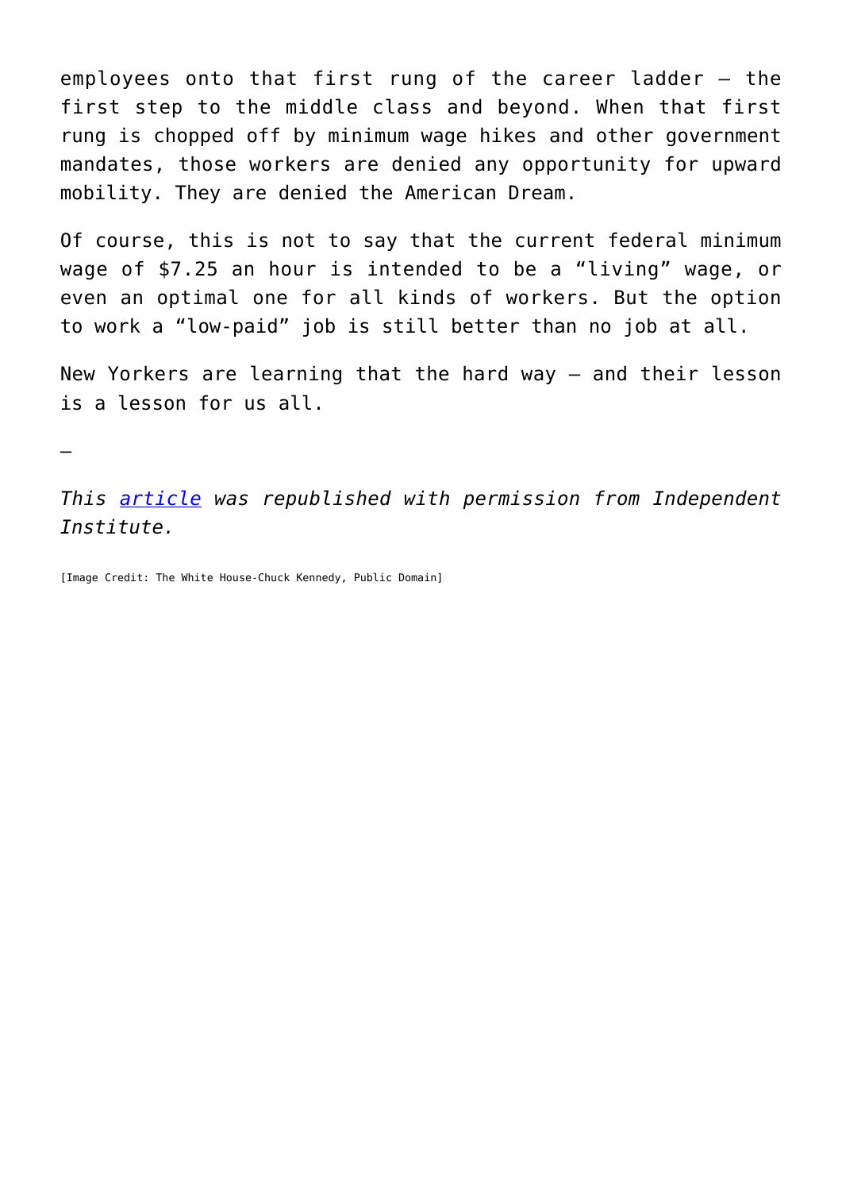employees onto that first rung of the career ladder – the first step to the middle class and beyond. When that first rung is chopped off by minimum wage hikes and other government mandates, those workers are denied any opportunity for upward mobility. They are denied the American Dream.

Of course, this is not to say that the current federal minimum wage of $7.25 an hour is intended to be a "living" wage, or even an optimal one for all kinds of workers. But the option to work a "low-paid" job is still better than no job at all.

New Yorkers are learning that the hard way – and their lesson is a lesson for us all.

—

*This article was republished with permission from Independent Institute.*

[Image Credit: The White House-Chuck Kennedy, Public Domain]